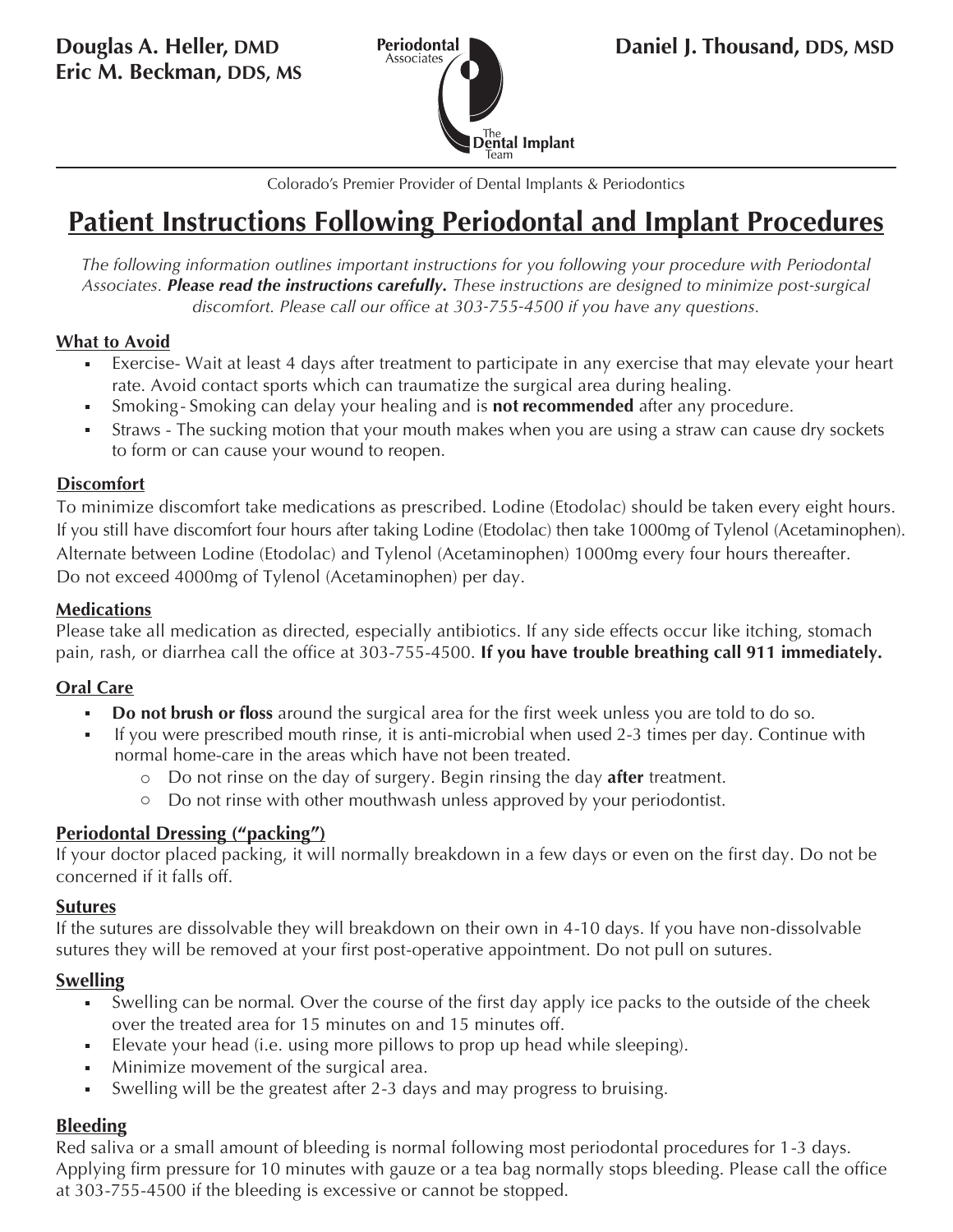**Douglas A. Heller, DMD**
**Eric M. Beckman, DDS, MS**

Periodontal Associates
The Dental Implant Team

**Daniel J. Thousand, DDS, MSD**

Colorado's Premier Provider of Dental Implants & Periodontics

# Patient Instructions Following Periodontal and Implant Procedures

*The following information outlines important instructions for you following your procedure with Periodontal Associates.* ***Please read the instructions carefully.*** *These instructions are designed to minimize post-surgical discomfort. Please call our office at 303-755-4500 if you have any questions.*

## What to Avoid

- Exercise- Wait at least 4 days after treatment to participate in any exercise that may elevate your heart rate. Avoid contact sports which can traumatize the surgical area during healing.
- Smoking- Smoking can delay your healing and is **not recommended** after any procedure.
- Straws - The sucking motion that your mouth makes when you are using a straw can cause dry sockets to form or can cause your wound to reopen.

## Discomfort

To minimize discomfort take medications as prescribed. Lodine (Etodolac) should be taken every eight hours. If you still have discomfort four hours after taking Lodine (Etodolac) then take 1000mg of Tylenol (Acetaminophen). Alternate between Lodine (Etodolac) and Tylenol (Acetaminophen) 1000mg every four hours thereafter. Do not exceed 4000mg of Tylenol (Acetaminophen) per day.

## Medications

Please take all medication as directed, especially antibiotics. If any side effects occur like itching, stomach pain, rash, or diarrhea call the office at 303-755-4500. **If you have trouble breathing call 911 immediately.**

## Oral Care

- **Do not brush or floss** around the surgical area for the first week unless you are told to do so.
- If you were prescribed mouth rinse, it is anti-microbial when used 2-3 times per day. Continue with normal home-care in the areas which have not been treated.
  - Do not rinse on the day of surgery. Begin rinsing the day **after** treatment.
  - Do not rinse with other mouthwash unless approved by your periodontist.

## Periodontal Dressing ("packing")

If your doctor placed packing, it will normally breakdown in a few days or even on the first day. Do not be concerned if it falls off.

## Sutures

If the sutures are dissolvable they will breakdown on their own in 4-10 days. If you have non-dissolvable sutures they will be removed at your first post-operative appointment. Do not pull on sutures.

## Swelling

- Swelling can be normal. Over the course of the first day apply ice packs to the outside of the cheek over the treated area for 15 minutes on and 15 minutes off.
- Elevate your head (i.e. using more pillows to prop up head while sleeping).
- Minimize movement of the surgical area.
- Swelling will be the greatest after 2-3 days and may progress to bruising.

## Bleeding

Red saliva or a small amount of bleeding is normal following most periodontal procedures for 1-3 days. Applying firm pressure for 10 minutes with gauze or a tea bag normally stops bleeding. Please call the office at 303-755-4500 if the bleeding is excessive or cannot be stopped.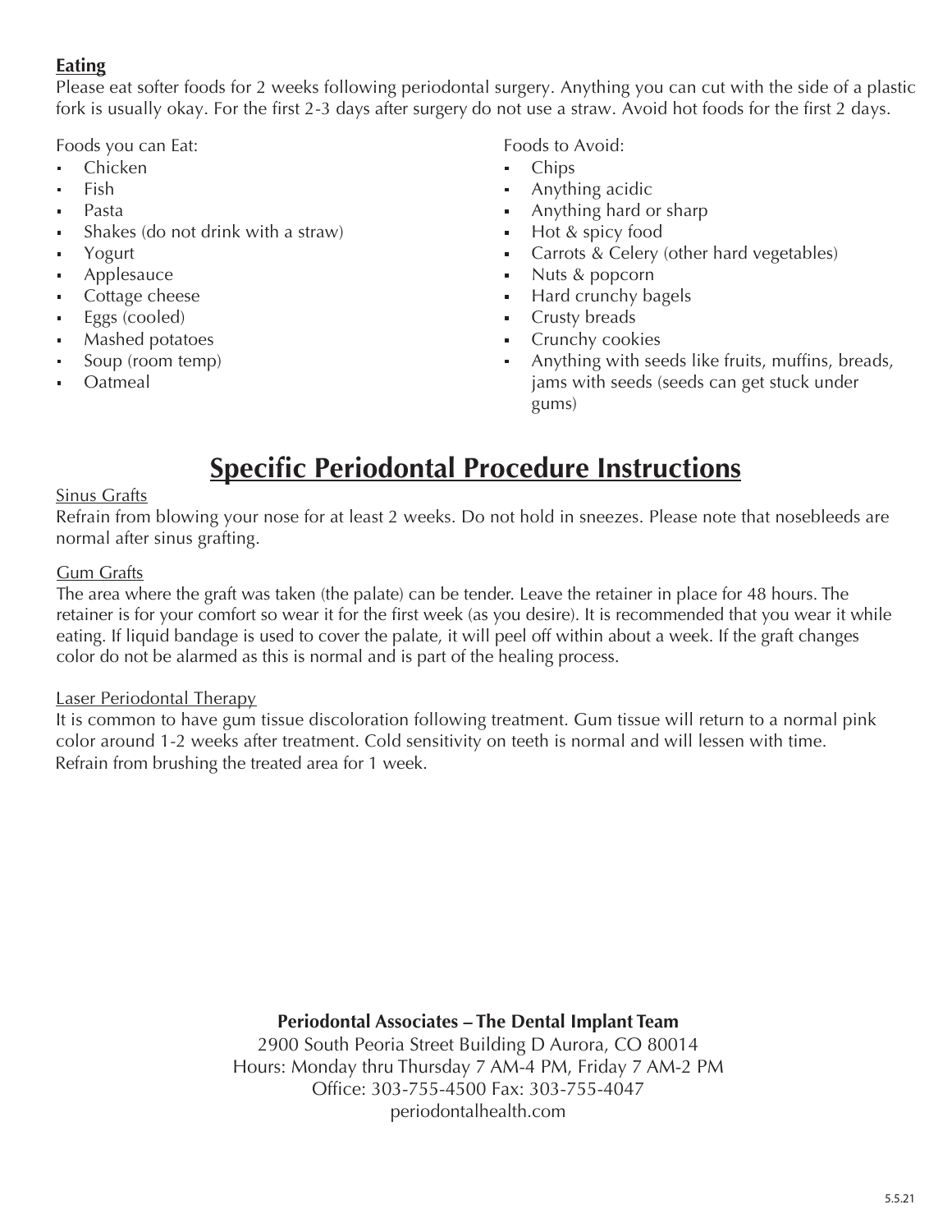**Eating**

Please eat softer foods for 2 weeks following periodontal surgery. Anything you can cut with the side of a plastic fork is usually okay. For the first 2-3 days after surgery do not use a straw. Avoid hot foods for the first 2 days.

Foods you can Eat:

- Chicken
- Fish
- Pasta
- Shakes (do not drink with a straw)
- Yogurt
- Applesauce
- Cottage cheese
- Eggs (cooled)
- Mashed potatoes
- Soup (room temp)
- Oatmeal

Foods to Avoid:

- Chips
- Anything acidic
- Anything hard or sharp
- Hot & spicy food
- Carrots & Celery (other hard vegetables)
- Nuts & popcorn
- Hard crunchy bagels
- Crusty breads
- Crunchy cookies
- Anything with seeds like fruits, muffins, breads, jams with seeds (seeds can get stuck under gums)

## Specific Periodontal Procedure Instructions

Sinus Grafts

Refrain from blowing your nose for at least 2 weeks. Do not hold in sneezes. Please note that nosebleeds are normal after sinus grafting.

Gum Grafts

The area where the graft was taken (the palate) can be tender. Leave the retainer in place for 48 hours. The retainer is for your comfort so wear it for the first week (as you desire). It is recommended that you wear it while eating. If liquid bandage is used to cover the palate, it will peel off within about a week. If the graft changes color do not be alarmed as this is normal and is part of the healing process.

Laser Periodontal Therapy

It is common to have gum tissue discoloration following treatment. Gum tissue will return to a normal pink color around 1-2 weeks after treatment. Cold sensitivity on teeth is normal and will lessen with time. Refrain from brushing the treated area for 1 week.

**Periodontal Associates – The Dental Implant Team**

2900 South Peoria Street Building D Aurora, CO 80014

Hours: Monday thru Thursday 7 AM-4 PM, Friday 7 AM-2 PM

Office: 303-755-4500 Fax: 303-755-4047

periodontalhealth.com

5.5.21